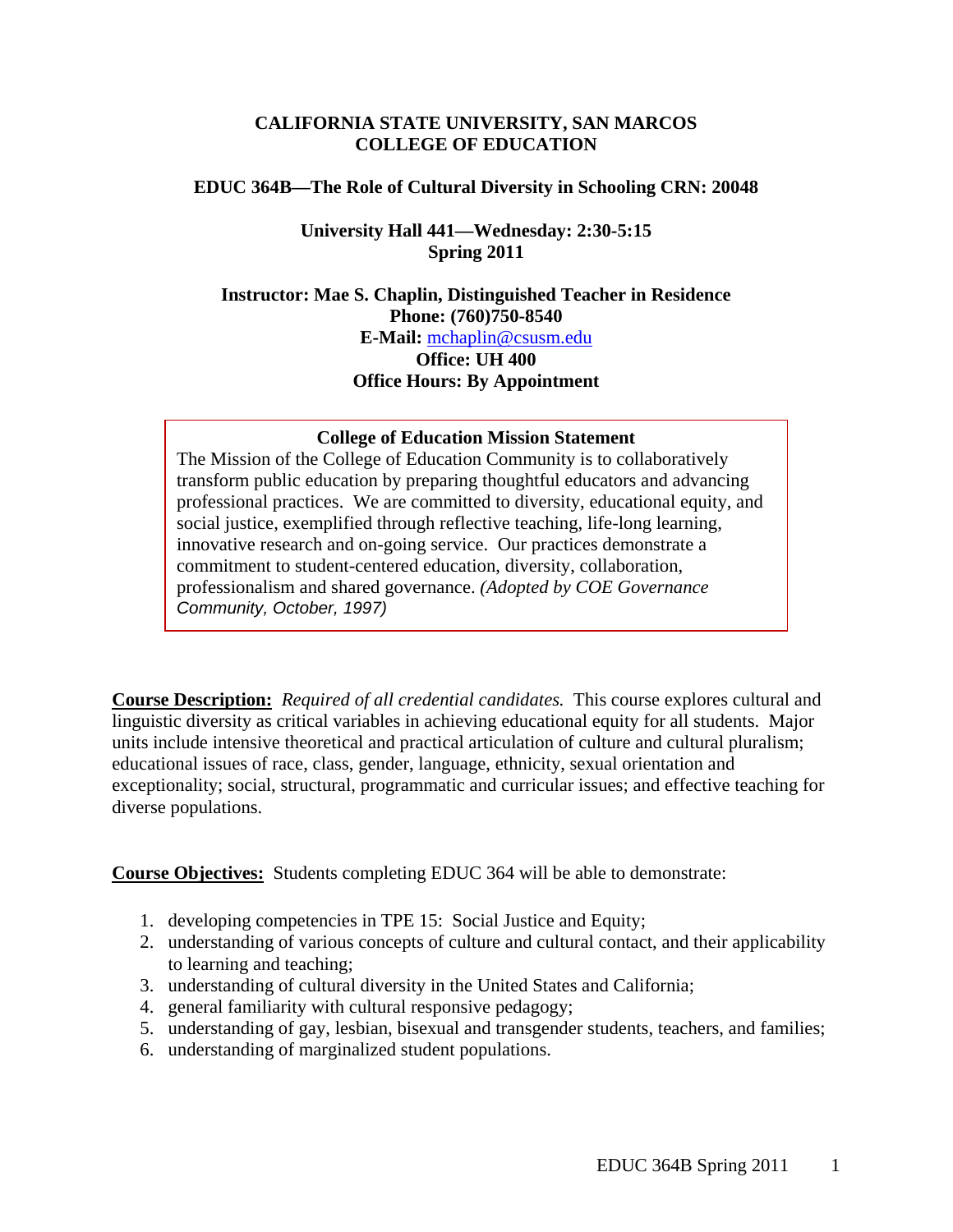**CALIFORNIA STATE UNIVERSITY, SAN MARCOS**
**COLLEGE OF EDUCATION**

**EDUC 364B—The Role of Cultural Diversity in Schooling CRN: 20048**

**University Hall 441—Wednesday: 2:30-5:15**
**Spring 2011**

**Instructor: Mae S. Chaplin, Distinguished Teacher in Residence**
**Phone: (760)750-8540**
**E-Mail:** mchaplin@csusm.edu
**Office: UH 400**
**Office Hours: By Appointment**

**College of Education Mission Statement**

The Mission of the College of Education Community is to collaboratively transform public education by preparing thoughtful educators and advancing professional practices. We are committed to diversity, educational equity, and social justice, exemplified through reflective teaching, life-long learning, innovative research and on-going service. Our practices demonstrate a commitment to student-centered education, diversity, collaboration, professionalism and shared governance. *(Adopted by COE Governance Community, October, 1997)*

**Course Description:** *Required of all credential candidates.* This course explores cultural and linguistic diversity as critical variables in achieving educational equity for all students. Major units include intensive theoretical and practical articulation of culture and cultural pluralism; educational issues of race, class, gender, language, ethnicity, sexual orientation and exceptionality; social, structural, programmatic and curricular issues; and effective teaching for diverse populations.

**Course Objectives:** Students completing EDUC 364 will be able to demonstrate:

1. developing competencies in TPE 15: Social Justice and Equity;
2. understanding of various concepts of culture and cultural contact, and their applicability to learning and teaching;
3. understanding of cultural diversity in the United States and California;
4. general familiarity with cultural responsive pedagogy;
5. understanding of gay, lesbian, bisexual and transgender students, teachers, and families;
6. understanding of marginalized student populations.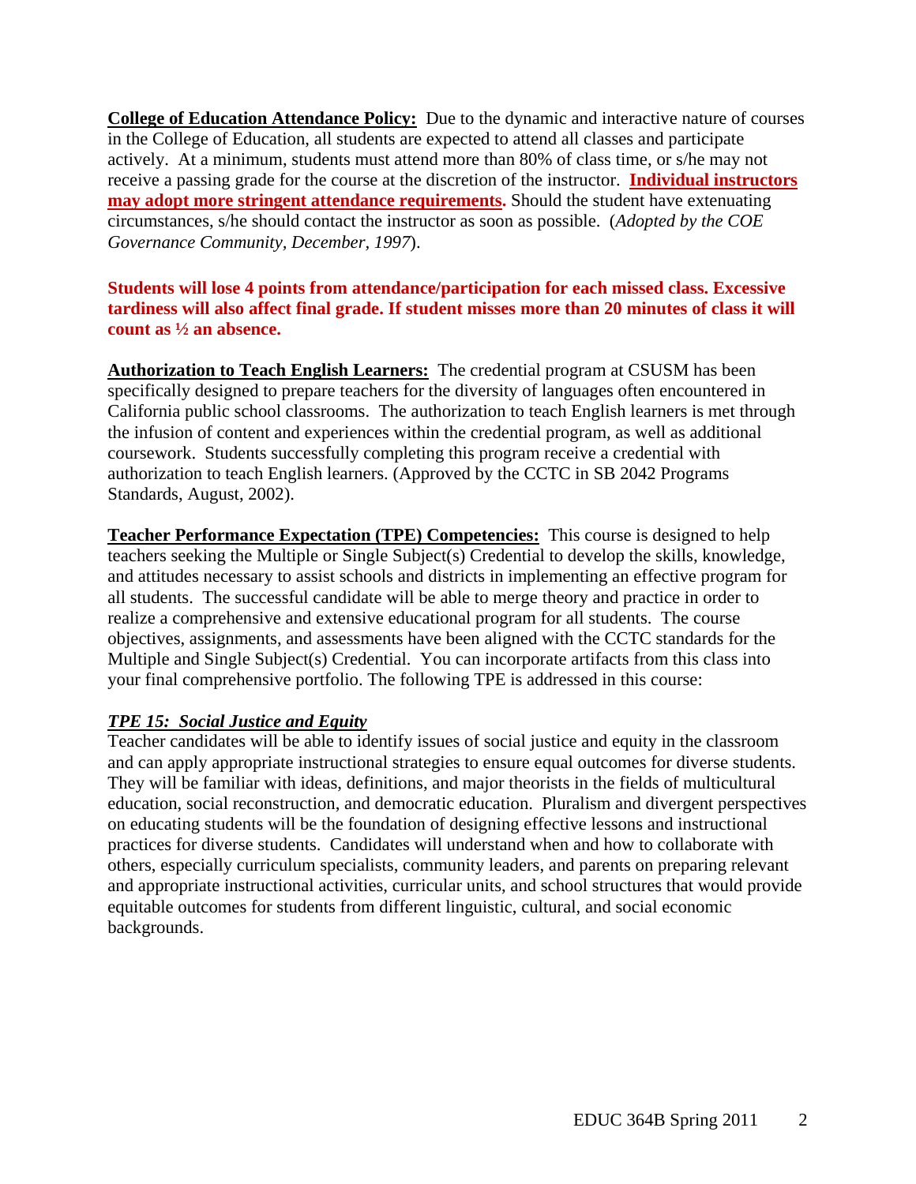**College of Education Attendance Policy:** Due to the dynamic and interactive nature of courses in the College of Education, all students are expected to attend all classes and participate actively. At a minimum, students must attend more than 80% of class time, or s/he may not receive a passing grade for the course at the discretion of the instructor. **Individual instructors may adopt more stringent attendance requirements.** Should the student have extenuating circumstances, s/he should contact the instructor as soon as possible. (*Adopted by the COE Governance Community, December, 1997*).

**Students will lose 4 points from attendance/participation for each missed class. Excessive tardiness will also affect final grade. If student misses more than 20 minutes of class it will count as ½ an absence.**

**Authorization to Teach English Learners:** The credential program at CSUSM has been specifically designed to prepare teachers for the diversity of languages often encountered in California public school classrooms. The authorization to teach English learners is met through the infusion of content and experiences within the credential program, as well as additional coursework. Students successfully completing this program receive a credential with authorization to teach English learners. (Approved by the CCTC in SB 2042 Programs Standards, August, 2002).

**Teacher Performance Expectation (TPE) Competencies:** This course is designed to help teachers seeking the Multiple or Single Subject(s) Credential to develop the skills, knowledge, and attitudes necessary to assist schools and districts in implementing an effective program for all students. The successful candidate will be able to merge theory and practice in order to realize a comprehensive and extensive educational program for all students. The course objectives, assignments, and assessments have been aligned with the CCTC standards for the Multiple and Single Subject(s) Credential. You can incorporate artifacts from this class into your final comprehensive portfolio. The following TPE is addressed in this course:

***TPE 15: Social Justice and Equity***

Teacher candidates will be able to identify issues of social justice and equity in the classroom and can apply appropriate instructional strategies to ensure equal outcomes for diverse students. They will be familiar with ideas, definitions, and major theorists in the fields of multicultural education, social reconstruction, and democratic education. Pluralism and divergent perspectives on educating students will be the foundation of designing effective lessons and instructional practices for diverse students. Candidates will understand when and how to collaborate with others, especially curriculum specialists, community leaders, and parents on preparing relevant and appropriate instructional activities, curricular units, and school structures that would provide equitable outcomes for students from different linguistic, cultural, and social economic backgrounds.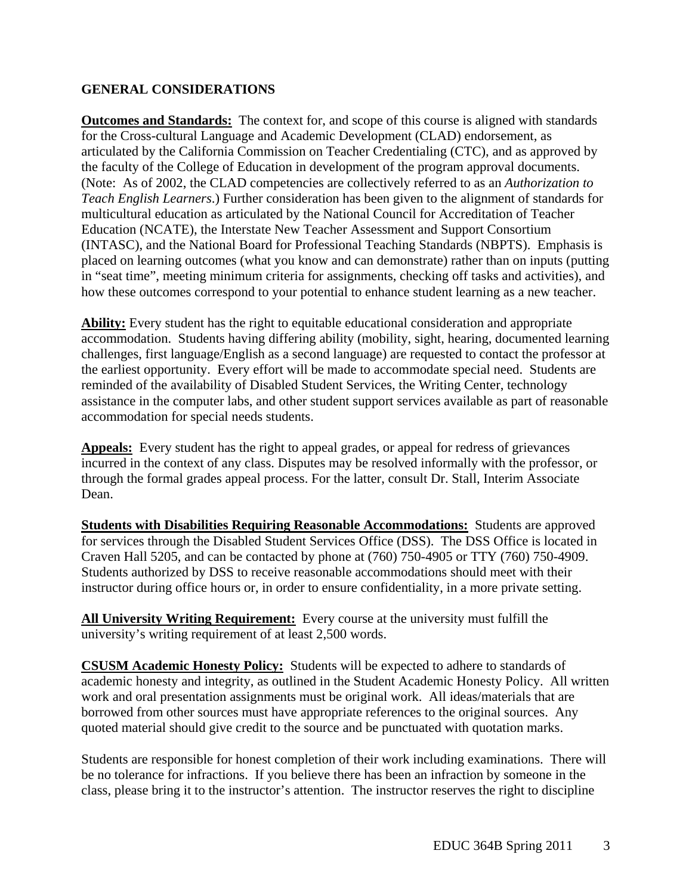## GENERAL CONSIDERATIONS

**Outcomes and Standards:** The context for, and scope of this course is aligned with standards for the Cross-cultural Language and Academic Development (CLAD) endorsement, as articulated by the California Commission on Teacher Credentialing (CTC), and as approved by the faculty of the College of Education in development of the program approval documents. (Note: As of 2002, the CLAD competencies are collectively referred to as an *Authorization to Teach English Learners*.) Further consideration has been given to the alignment of standards for multicultural education as articulated by the National Council for Accreditation of Teacher Education (NCATE), the Interstate New Teacher Assessment and Support Consortium (INTASC), and the National Board for Professional Teaching Standards (NBPTS). Emphasis is placed on learning outcomes (what you know and can demonstrate) rather than on inputs (putting in "seat time", meeting minimum criteria for assignments, checking off tasks and activities), and how these outcomes correspond to your potential to enhance student learning as a new teacher.

**Ability:** Every student has the right to equitable educational consideration and appropriate accommodation. Students having differing ability (mobility, sight, hearing, documented learning challenges, first language/English as a second language) are requested to contact the professor at the earliest opportunity. Every effort will be made to accommodate special need. Students are reminded of the availability of Disabled Student Services, the Writing Center, technology assistance in the computer labs, and other student support services available as part of reasonable accommodation for special needs students.

**Appeals:** Every student has the right to appeal grades, or appeal for redress of grievances incurred in the context of any class. Disputes may be resolved informally with the professor, or through the formal grades appeal process. For the latter, consult Dr. Stall, Interim Associate Dean.

**Students with Disabilities Requiring Reasonable Accommodations:** Students are approved for services through the Disabled Student Services Office (DSS). The DSS Office is located in Craven Hall 5205, and can be contacted by phone at (760) 750-4905 or TTY (760) 750-4909. Students authorized by DSS to receive reasonable accommodations should meet with their instructor during office hours or, in order to ensure confidentiality, in a more private setting.

**All University Writing Requirement:** Every course at the university must fulfill the university's writing requirement of at least 2,500 words.

**CSUSM Academic Honesty Policy:** Students will be expected to adhere to standards of academic honesty and integrity, as outlined in the Student Academic Honesty Policy. All written work and oral presentation assignments must be original work. All ideas/materials that are borrowed from other sources must have appropriate references to the original sources. Any quoted material should give credit to the source and be punctuated with quotation marks.

Students are responsible for honest completion of their work including examinations. There will be no tolerance for infractions. If you believe there has been an infraction by someone in the class, please bring it to the instructor's attention. The instructor reserves the right to discipline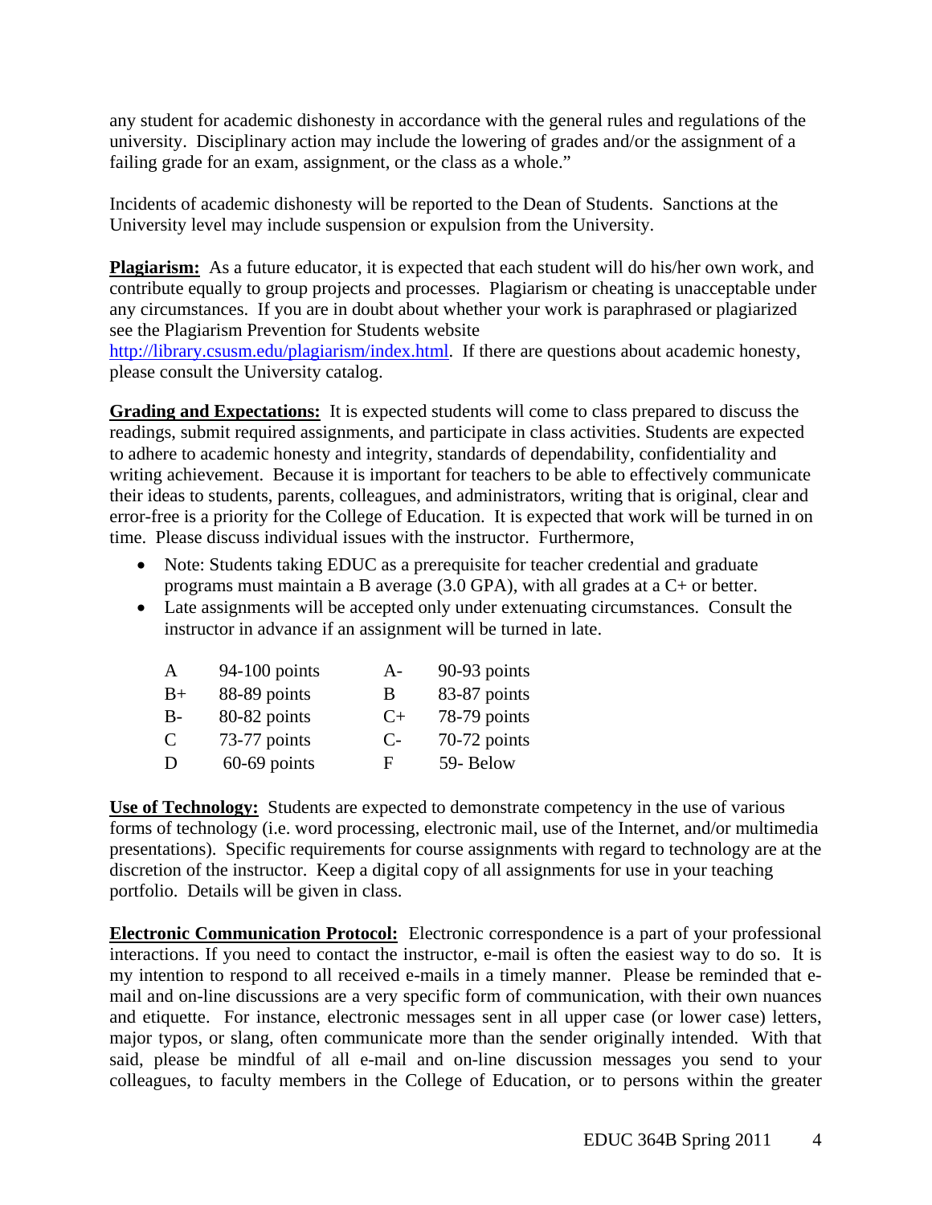any student for academic dishonesty in accordance with the general rules and regulations of the university. Disciplinary action may include the lowering of grades and/or the assignment of a failing grade for an exam, assignment, or the class as a whole."

Incidents of academic dishonesty will be reported to the Dean of Students. Sanctions at the University level may include suspension or expulsion from the University.

**Plagiarism:** As a future educator, it is expected that each student will do his/her own work, and contribute equally to group projects and processes. Plagiarism or cheating is unacceptable under any circumstances. If you are in doubt about whether your work is paraphrased or plagiarized see the Plagiarism Prevention for Students website http://library.csusm.edu/plagiarism/index.html. If there are questions about academic honesty, please consult the University catalog.

**Grading and Expectations:** It is expected students will come to class prepared to discuss the readings, submit required assignments, and participate in class activities. Students are expected to adhere to academic honesty and integrity, standards of dependability, confidentiality and writing achievement. Because it is important for teachers to be able to effectively communicate their ideas to students, parents, colleagues, and administrators, writing that is original, clear and error-free is a priority for the College of Education. It is expected that work will be turned in on time. Please discuss individual issues with the instructor. Furthermore,

- Note: Students taking EDUC as a prerequisite for teacher credential and graduate programs must maintain a B average (3.0 GPA), with all grades at a C+ or better.
- Late assignments will be accepted only under extenuating circumstances. Consult the instructor in advance if an assignment will be turned in late.

| | | | |
|---|---|---|---|
| A | 94-100 points | A- | 90-93 points |
| B+ | 88-89 points | B | 83-87 points |
| B- | 80-82 points | C+ | 78-79 points |
| C | 73-77 points | C- | 70-72 points |
| D | 60-69 points | F | 59- Below |

**Use of Technology:** Students are expected to demonstrate competency in the use of various forms of technology (i.e. word processing, electronic mail, use of the Internet, and/or multimedia presentations). Specific requirements for course assignments with regard to technology are at the discretion of the instructor. Keep a digital copy of all assignments for use in your teaching portfolio. Details will be given in class.

**Electronic Communication Protocol:** Electronic correspondence is a part of your professional interactions. If you need to contact the instructor, e-mail is often the easiest way to do so. It is my intention to respond to all received e-mails in a timely manner. Please be reminded that e-mail and on-line discussions are a very specific form of communication, with their own nuances and etiquette. For instance, electronic messages sent in all upper case (or lower case) letters, major typos, or slang, often communicate more than the sender originally intended. With that said, please be mindful of all e-mail and on-line discussion messages you send to your colleagues, to faculty members in the College of Education, or to persons within the greater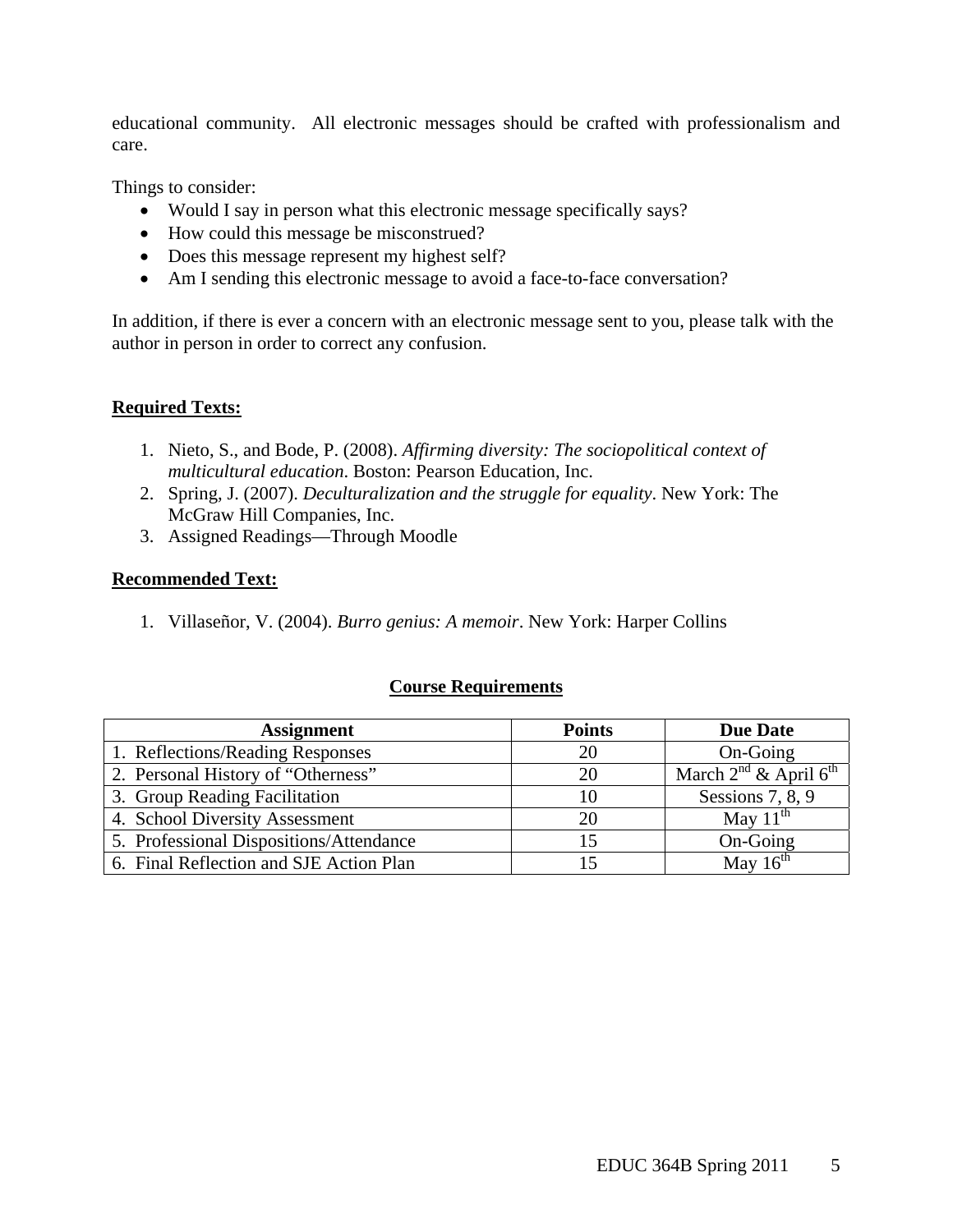educational community. All electronic messages should be crafted with professionalism and care.

Things to consider:

- Would I say in person what this electronic message specifically says?
- How could this message be misconstrued?
- Does this message represent my highest self?
- Am I sending this electronic message to avoid a face-to-face conversation?

In addition, if there is ever a concern with an electronic message sent to you, please talk with the author in person in order to correct any confusion.

**Required Texts:**

1. Nieto, S., and Bode, P. (2008). *Affirming diversity: The sociopolitical context of multicultural education*. Boston: Pearson Education, Inc.
2. Spring, J. (2007). *Deculturalization and the struggle for equality*. New York: The McGraw Hill Companies, Inc.
3. Assigned Readings—Through Moodle

**Recommended Text:**

1. Villaseñor, V. (2004). *Burro genius: A memoir*. New York: Harper Collins

**Course Requirements**

| Assignment | Points | Due Date |
| --- | --- | --- |
| 1. Reflections/Reading Responses | 20 | On-Going |
| 2. Personal History of "Otherness" | 20 | March 2nd & April 6th |
| 3. Group Reading Facilitation | 10 | Sessions 7, 8, 9 |
| 4. School Diversity Assessment | 20 | May 11th |
| 5. Professional Dispositions/Attendance | 15 | On-Going |
| 6. Final Reflection and SJE Action Plan | 15 | May 16th |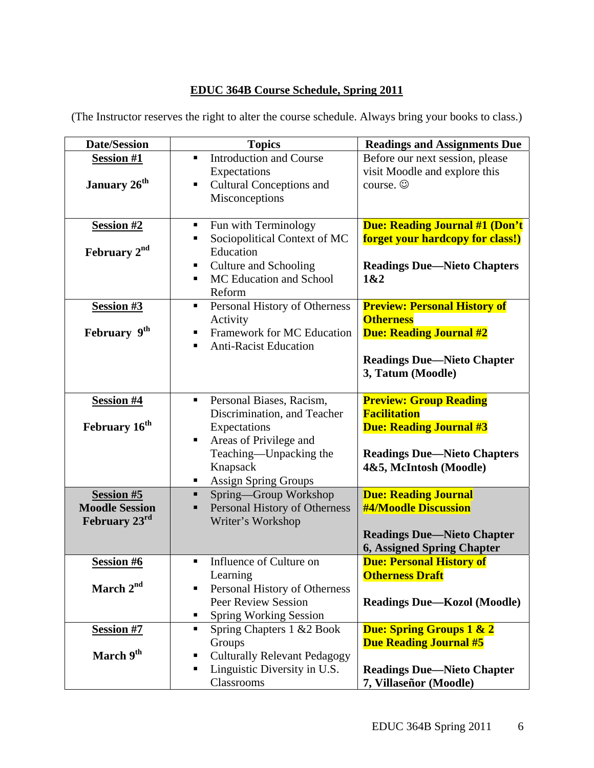# EDUC 364B Course Schedule, Spring 2011

(The Instructor reserves the right to alter the course schedule. Always bring your books to class.)

| Date/Session | Topics | Readings and Assignments Due |
|---|---|---|
| **Session #1**<br><br>**January 26th** | ▪ Introduction and Course Expectations<br>▪ Cultural Conceptions and Misconceptions | Before our next session, please visit Moodle and explore this course. ☺ |
| **Session #2**<br><br>**February 2nd** | ▪ Fun with Terminology<br>▪ Sociopolitical Context of MC Education<br>▪ Culture and Schooling<br>▪ MC Education and School Reform | **Due: Reading Journal #1 (Don't forget your hardcopy for class!)**<br><br>**Readings Due—Nieto Chapters 1&2** |
| **Session #3**<br><br>**February 9th** | ▪ Personal History of Otherness Activity<br>▪ Framework for MC Education<br>▪ Anti-Racist Education | **Preview: Personal History of Otherness**<br>**Due: Reading Journal #2**<br><br>**Readings Due—Nieto Chapter 3, Tatum (Moodle)** |
| **Session #4**<br><br>**February 16th** | ▪ Personal Biases, Racism, Discrimination, and Teacher Expectations<br>▪ Areas of Privilege and Teaching—Unpacking the Knapsack<br>▪ Assign Spring Groups | **Preview: Group Reading Facilitation**<br>**Due: Reading Journal #3**<br><br>**Readings Due—Nieto Chapters 4&5, McIntosh (Moodle)** |
| **Session #5**<br>**Moodle Session**<br>**February 23rd** | ▪ Spring—Group Workshop<br>▪ Personal History of Otherness Writer's Workshop | **Due: Reading Journal #4/Moodle Discussion**<br><br>**Readings Due—Nieto Chapter 6, Assigned Spring Chapter** |
| **Session #6**<br><br>**March 2nd** | ▪ Influence of Culture on Learning<br>▪ Personal History of Otherness Peer Review Session<br>▪ Spring Working Session | **Due: Personal History of Otherness Draft**<br><br>**Readings Due—Kozol (Moodle)** |
| **Session #7**<br><br>**March 9th** | ▪ Spring Chapters 1 &2 Book Groups<br>▪ Culturally Relevant Pedagogy<br>▪ Linguistic Diversity in U.S. Classrooms | **Due: Spring Groups 1 & 2**<br>**Due Reading Journal #5**<br><br>**Readings Due—Nieto Chapter 7, Villaseñor (Moodle)** |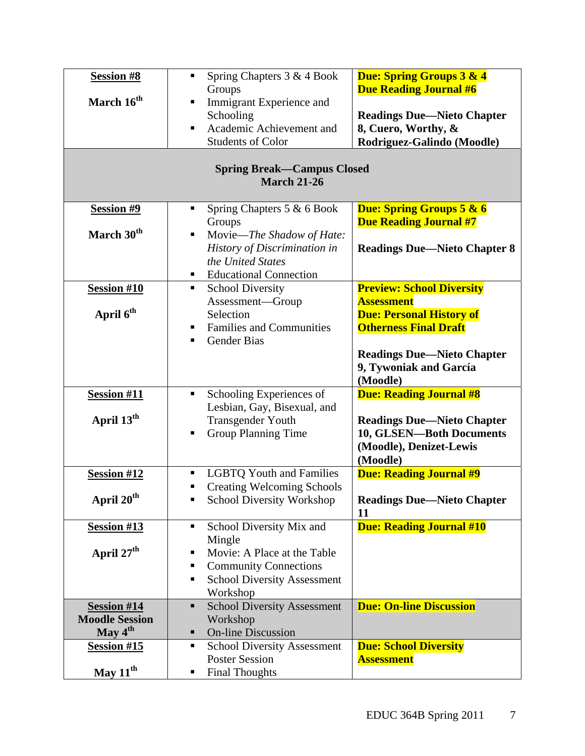| Session | Topics | Due |
|---|---|---|
| **Session #8**<br><br>**March 16th** | ▪ Spring Chapters 3 & 4 Book Groups<br>▪ Immigrant Experience and Schooling<br>▪ Academic Achievement and Students of Color | **Due: Spring Groups 3 & 4**<br>**Due Reading Journal #6**<br><br>**Readings Due—Nieto Chapter 8, Cuero, Worthy, & Rodriguez-Galindo (Moodle)** |
| | **Spring Break—Campus Closed**<br>**March 21-26** | |
| **Session #9**<br><br>**March 30th** | ▪ Spring Chapters 5 & 6 Book Groups<br>▪ Movie—*The Shadow of Hate: History of Discrimination in the United States*<br>▪ Educational Connection | **Due: Spring Groups 5 & 6**<br>**Due Reading Journal #7**<br><br>**Readings Due—Nieto Chapter 8** |
| **Session #10**<br><br>**April 6th** | ▪ School Diversity Assessment—Group Selection<br>▪ Families and Communities<br>▪ Gender Bias | **Preview: School Diversity Assessment**<br>**Due: Personal History of Otherness Final Draft**<br><br>**Readings Due—Nieto Chapter 9, Tywoniak and García (Moodle)** |
| **Session #11**<br><br>**April 13th** | ▪ Schooling Experiences of Lesbian, Gay, Bisexual, and Transgender Youth<br>▪ Group Planning Time | **Due: Reading Journal #8**<br><br>**Readings Due—Nieto Chapter 10, GLSEN—Both Documents (Moodle), Denizet-Lewis (Moodle)** |
| **Session #12**<br><br>**April 20th** | ▪ LGBTQ Youth and Families<br>▪ Creating Welcoming Schools<br>▪ School Diversity Workshop | **Due: Reading Journal #9**<br><br>**Readings Due—Nieto Chapter 11** |
| **Session #13**<br><br>**April 27th** | ▪ School Diversity Mix and Mingle<br>▪ Movie: A Place at the Table<br>▪ Community Connections<br>▪ School Diversity Assessment Workshop | **Due: Reading Journal #10** |
| **Session #14**<br>**Moodle Session**<br>**May 4th** | ▪ School Diversity Assessment Workshop<br>▪ On-line Discussion | **Due: On-line Discussion** |
| **Session #15**<br><br>**May 11th** | ▪ School Diversity Assessment Poster Session<br>▪ Final Thoughts | **Due: School Diversity Assessment** |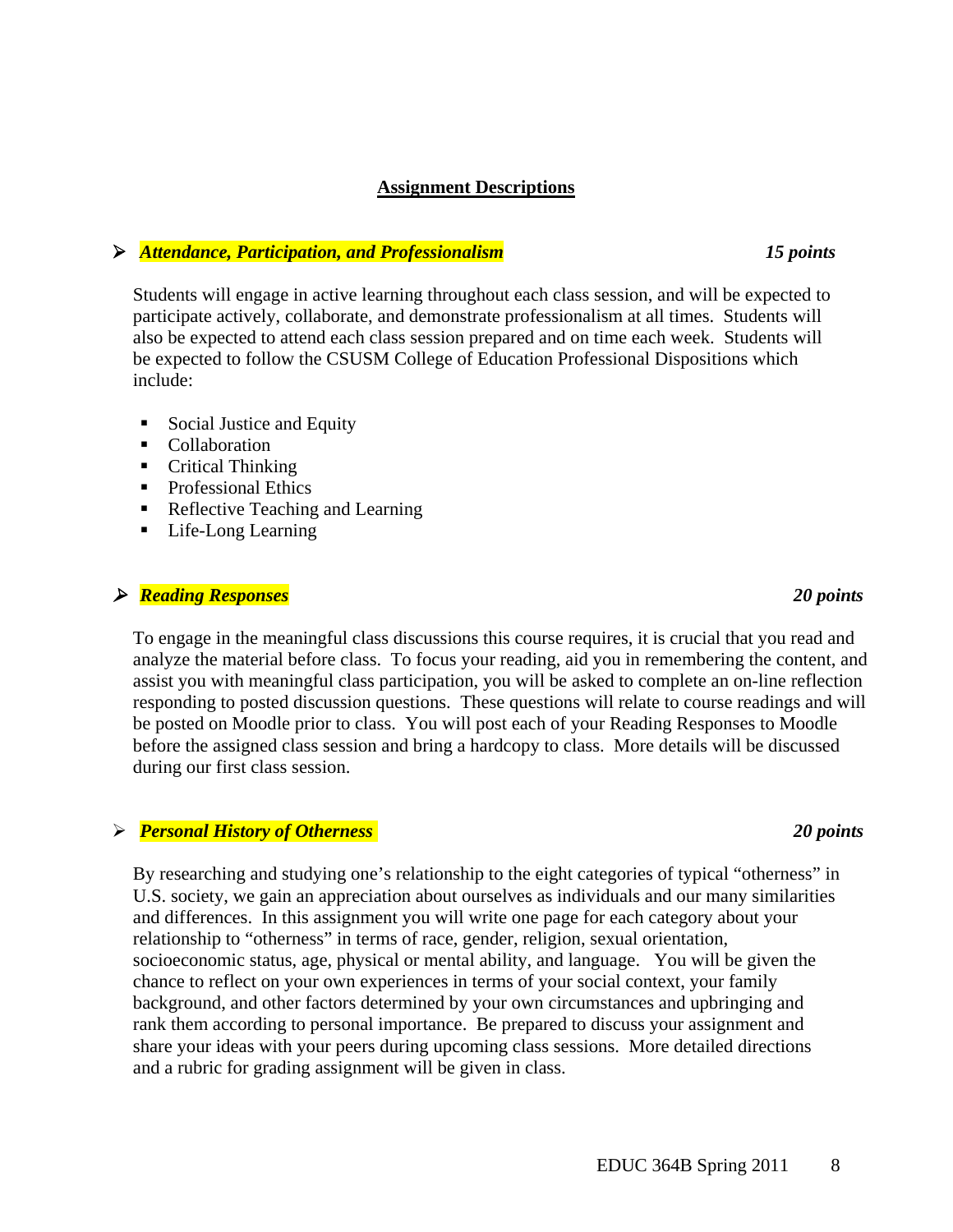## Assignment Descriptions

- ***Attendance, Participation, and Professionalism*** ***15 points***

  Students will engage in active learning throughout each class session, and will be expected to participate actively, collaborate, and demonstrate professionalism at all times. Students will also be expected to attend each class session prepared and on time each week. Students will be expected to follow the CSUSM College of Education Professional Dispositions which include:

  - Social Justice and Equity
  - Collaboration
  - Critical Thinking
  - Professional Ethics
  - Reflective Teaching and Learning
  - Life-Long Learning

- ***Reading Responses*** ***20 points***

  To engage in the meaningful class discussions this course requires, it is crucial that you read and analyze the material before class. To focus your reading, aid you in remembering the content, and assist you with meaningful class participation, you will be asked to complete an on-line reflection responding to posted discussion questions. These questions will relate to course readings and will be posted on Moodle prior to class. You will post each of your Reading Responses to Moodle before the assigned class session and bring a hardcopy to class. More details will be discussed during our first class session.

- ***Personal History of Otherness*** ***20 points***

  By researching and studying one's relationship to the eight categories of typical "otherness" in U.S. society, we gain an appreciation about ourselves as individuals and our many similarities and differences. In this assignment you will write one page for each category about your relationship to "otherness" in terms of race, gender, religion, sexual orientation, socioeconomic status, age, physical or mental ability, and language. You will be given the chance to reflect on your own experiences in terms of your social context, your family background, and other factors determined by your own circumstances and upbringing and rank them according to personal importance. Be prepared to discuss your assignment and share your ideas with your peers during upcoming class sessions. More detailed directions and a rubric for grading assignment will be given in class.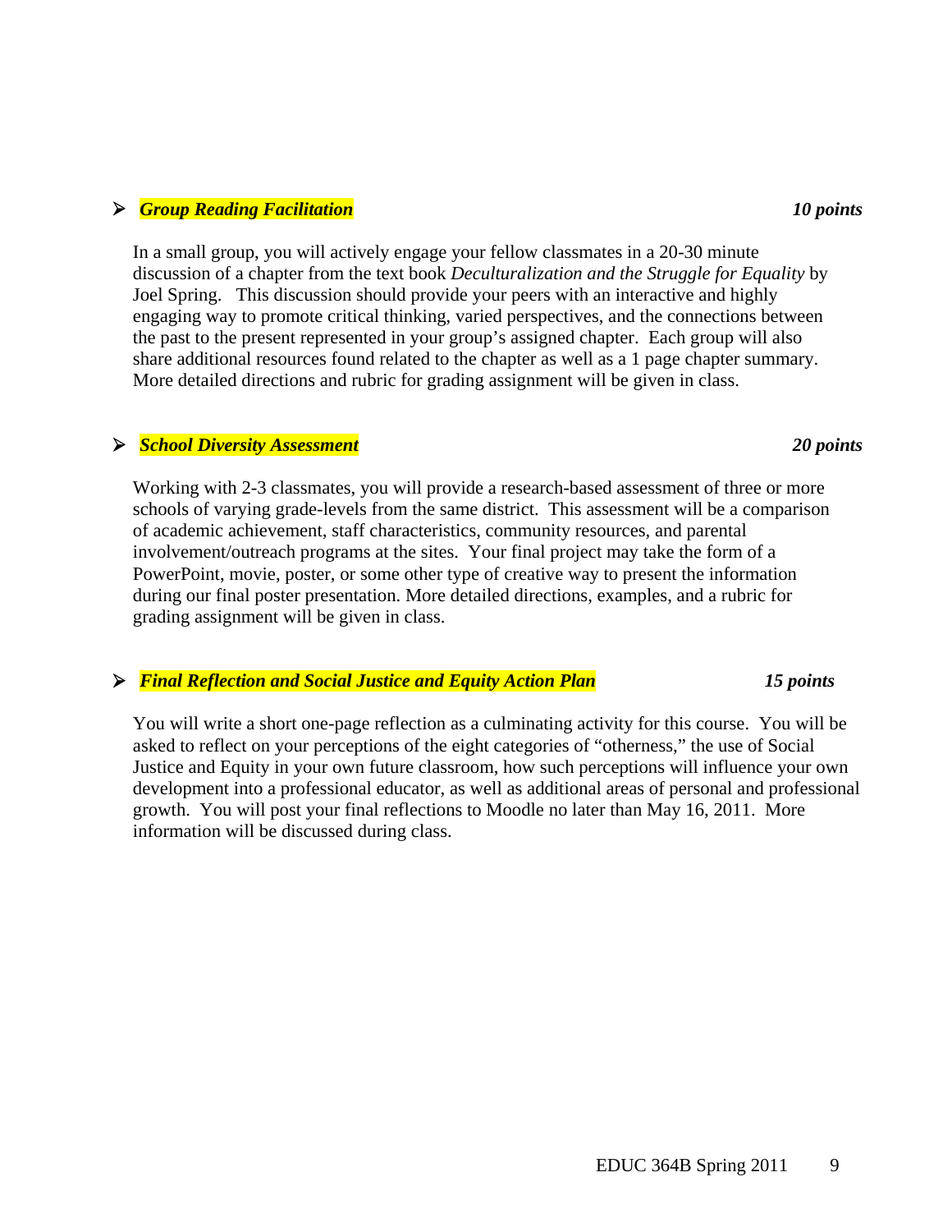- ***Group Reading Facilitation*** ***10 points***

  In a small group, you will actively engage your fellow classmates in a 20-30 minute discussion of a chapter from the text book *Deculturalization and the Struggle for Equality* by Joel Spring. This discussion should provide your peers with an interactive and highly engaging way to promote critical thinking, varied perspectives, and the connections between the past to the present represented in your group's assigned chapter. Each group will also share additional resources found related to the chapter as well as a 1 page chapter summary. More detailed directions and rubric for grading assignment will be given in class.

- ***School Diversity Assessment*** ***20 points***

  Working with 2-3 classmates, you will provide a research-based assessment of three or more schools of varying grade-levels from the same district. This assessment will be a comparison of academic achievement, staff characteristics, community resources, and parental involvement/outreach programs at the sites. Your final project may take the form of a PowerPoint, movie, poster, or some other type of creative way to present the information during our final poster presentation. More detailed directions, examples, and a rubric for grading assignment will be given in class.

- ***Final Reflection and Social Justice and Equity Action Plan*** ***15 points***

  You will write a short one-page reflection as a culminating activity for this course. You will be asked to reflect on your perceptions of the eight categories of "otherness," the use of Social Justice and Equity in your own future classroom, how such perceptions will influence your own development into a professional educator, as well as additional areas of personal and professional growth. You will post your final reflections to Moodle no later than May 16, 2011. More information will be discussed during class.